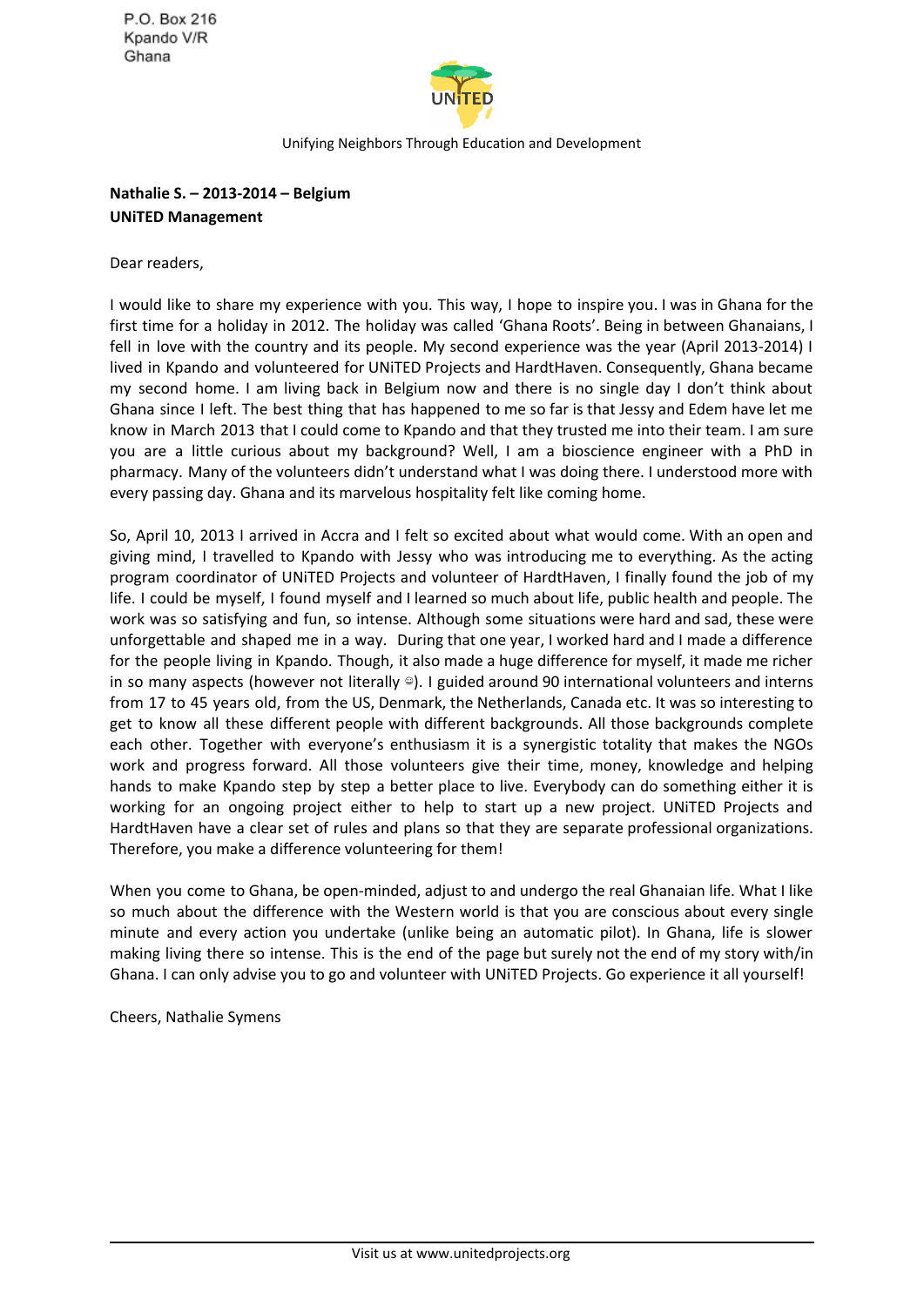P.O. Box 216
Kpando V/R
Ghana

UNiTED

Unifying Neighbors Through Education and Development

**Nathalie S. – 2013-2014 – Belgium**
**UNiTED Management**

Dear readers,

I would like to share my experience with you. This way, I hope to inspire you. I was in Ghana for the first time for a holiday in 2012. The holiday was called 'Ghana Roots'. Being in between Ghanaians, I fell in love with the country and its people. My second experience was the year (April 2013-2014) I lived in Kpando and volunteered for UNiTED Projects and HardtHaven. Consequently, Ghana became my second home. I am living back in Belgium now and there is no single day I don't think about Ghana since I left. The best thing that has happened to me so far is that Jessy and Edem have let me know in March 2013 that I could come to Kpando and that they trusted me into their team. I am sure you are a little curious about my background? Well, I am a bioscience engineer with a PhD in pharmacy. Many of the volunteers didn't understand what I was doing there. I understood more with every passing day. Ghana and its marvelous hospitality felt like coming home.

So, April 10, 2013 I arrived in Accra and I felt so excited about what would come. With an open and giving mind, I travelled to Kpando with Jessy who was introducing me to everything. As the acting program coordinator of UNiTED Projects and volunteer of HardtHaven, I finally found the job of my life. I could be myself, I found myself and I learned so much about life, public health and people. The work was so satisfying and fun, so intense. Although some situations were hard and sad, these were unforgettable and shaped me in a way. During that one year, I worked hard and I made a difference for the people living in Kpando. Though, it also made a huge difference for myself, it made me richer in so many aspects (however not literally ☺). I guided around 90 international volunteers and interns from 17 to 45 years old, from the US, Denmark, the Netherlands, Canada etc. It was so interesting to get to know all these different people with different backgrounds. All those backgrounds complete each other. Together with everyone's enthusiasm it is a synergistic totality that makes the NGOs work and progress forward. All those volunteers give their time, money, knowledge and helping hands to make Kpando step by step a better place to live. Everybody can do something either it is working for an ongoing project either to help to start up a new project. UNiTED Projects and HardtHaven have a clear set of rules and plans so that they are separate professional organizations. Therefore, you make a difference volunteering for them!

When you come to Ghana, be open-minded, adjust to and undergo the real Ghanaian life. What I like so much about the difference with the Western world is that you are conscious about every single minute and every action you undertake (unlike being an automatic pilot). In Ghana, life is slower making living there so intense. This is the end of the page but surely not the end of my story with/in Ghana. I can only advise you to go and volunteer with UNiTED Projects. Go experience it all yourself!

Cheers, Nathalie Symens

Visit us at www.unitedprojects.org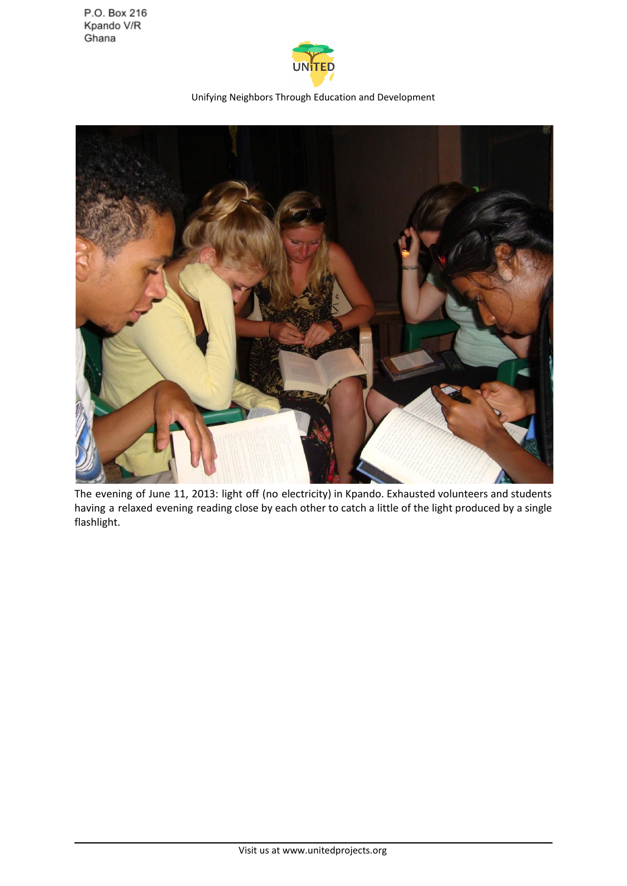P.O. Box 216
Kpando V/R
Ghana

Unifying Neighbors Through Education and Development

The evening of June 11, 2013: light off (no electricity) in Kpando. Exhausted volunteers and students having a relaxed evening reading close by each other to catch a little of the light produced by a single flashlight.

Visit us at www.unitedprojects.org